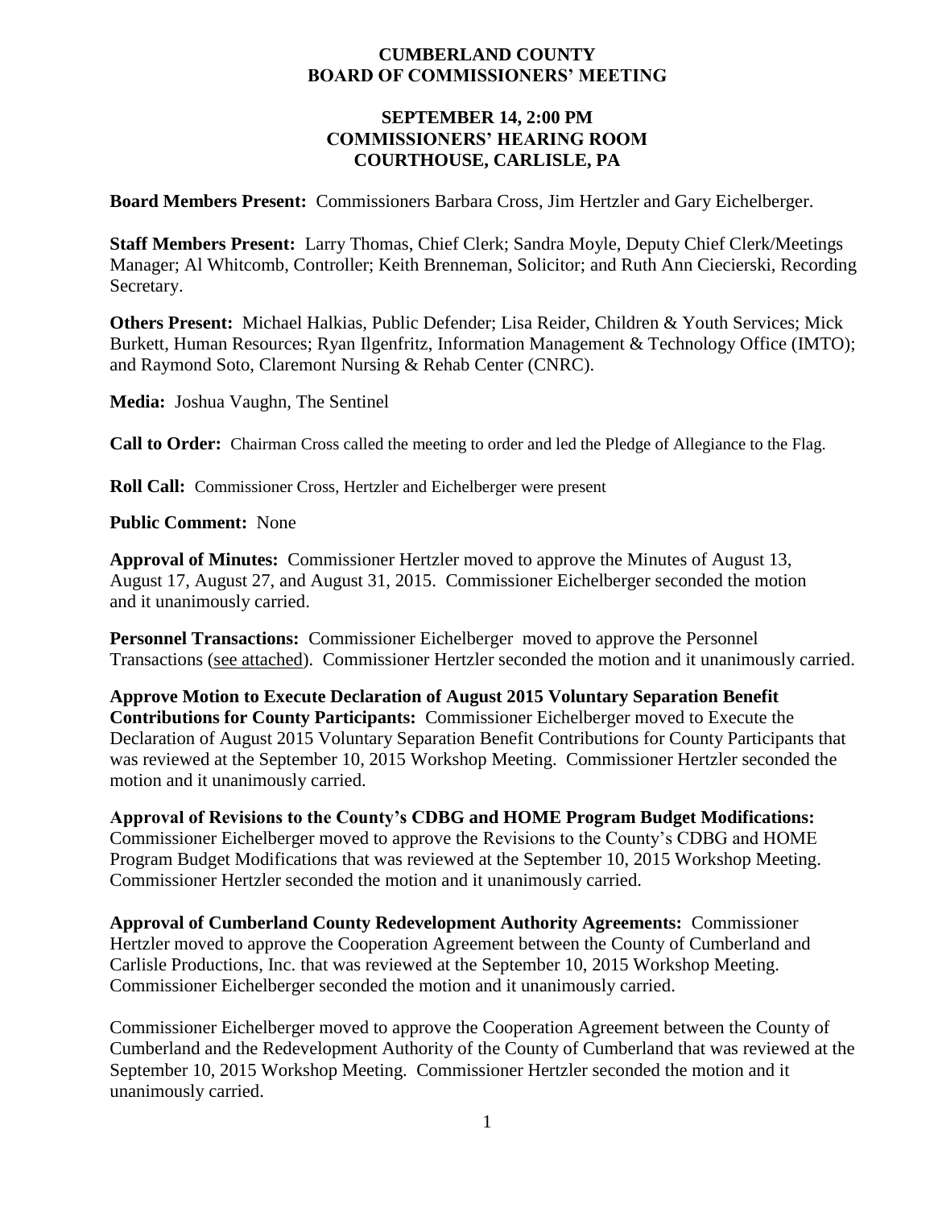# CUMBERLAND COUNTY
# BOARD OF COMMISSIONERS' MEETING

## SEPTEMBER 14, 2:00 PM
## COMMISSIONERS' HEARING ROOM
## COURTHOUSE, CARLISLE, PA

**Board Members Present:** Commissioners Barbara Cross, Jim Hertzler and Gary Eichelberger.

**Staff Members Present:** Larry Thomas, Chief Clerk; Sandra Moyle, Deputy Chief Clerk/Meetings Manager; Al Whitcomb, Controller; Keith Brenneman, Solicitor; and Ruth Ann Ciecierski, Recording Secretary.

**Others Present:** Michael Halkias, Public Defender; Lisa Reider, Children & Youth Services; Mick Burkett, Human Resources; Ryan Ilgenfritz, Information Management & Technology Office (IMTO); and Raymond Soto, Claremont Nursing & Rehab Center (CNRC).

**Media:** Joshua Vaughn, The Sentinel

**Call to Order:** Chairman Cross called the meeting to order and led the Pledge of Allegiance to the Flag.

**Roll Call:** Commissioner Cross, Hertzler and Eichelberger were present

**Public Comment:** None

**Approval of Minutes:** Commissioner Hertzler moved to approve the Minutes of August 13, August 17, August 27, and August 31, 2015. Commissioner Eichelberger seconded the motion and it unanimously carried.

**Personnel Transactions:** Commissioner Eichelberger moved to approve the Personnel Transactions (see attached). Commissioner Hertzler seconded the motion and it unanimously carried.

**Approve Motion to Execute Declaration of August 2015 Voluntary Separation Benefit Contributions for County Participants:** Commissioner Eichelberger moved to Execute the Declaration of August 2015 Voluntary Separation Benefit Contributions for County Participants that was reviewed at the September 10, 2015 Workshop Meeting. Commissioner Hertzler seconded the motion and it unanimously carried.

**Approval of Revisions to the County's CDBG and HOME Program Budget Modifications:** Commissioner Eichelberger moved to approve the Revisions to the County's CDBG and HOME Program Budget Modifications that was reviewed at the September 10, 2015 Workshop Meeting. Commissioner Hertzler seconded the motion and it unanimously carried.

**Approval of Cumberland County Redevelopment Authority Agreements:** Commissioner Hertzler moved to approve the Cooperation Agreement between the County of Cumberland and Carlisle Productions, Inc. that was reviewed at the September 10, 2015 Workshop Meeting. Commissioner Eichelberger seconded the motion and it unanimously carried.

Commissioner Eichelberger moved to approve the Cooperation Agreement between the County of Cumberland and the Redevelopment Authority of the County of Cumberland that was reviewed at the September 10, 2015 Workshop Meeting. Commissioner Hertzler seconded the motion and it unanimously carried.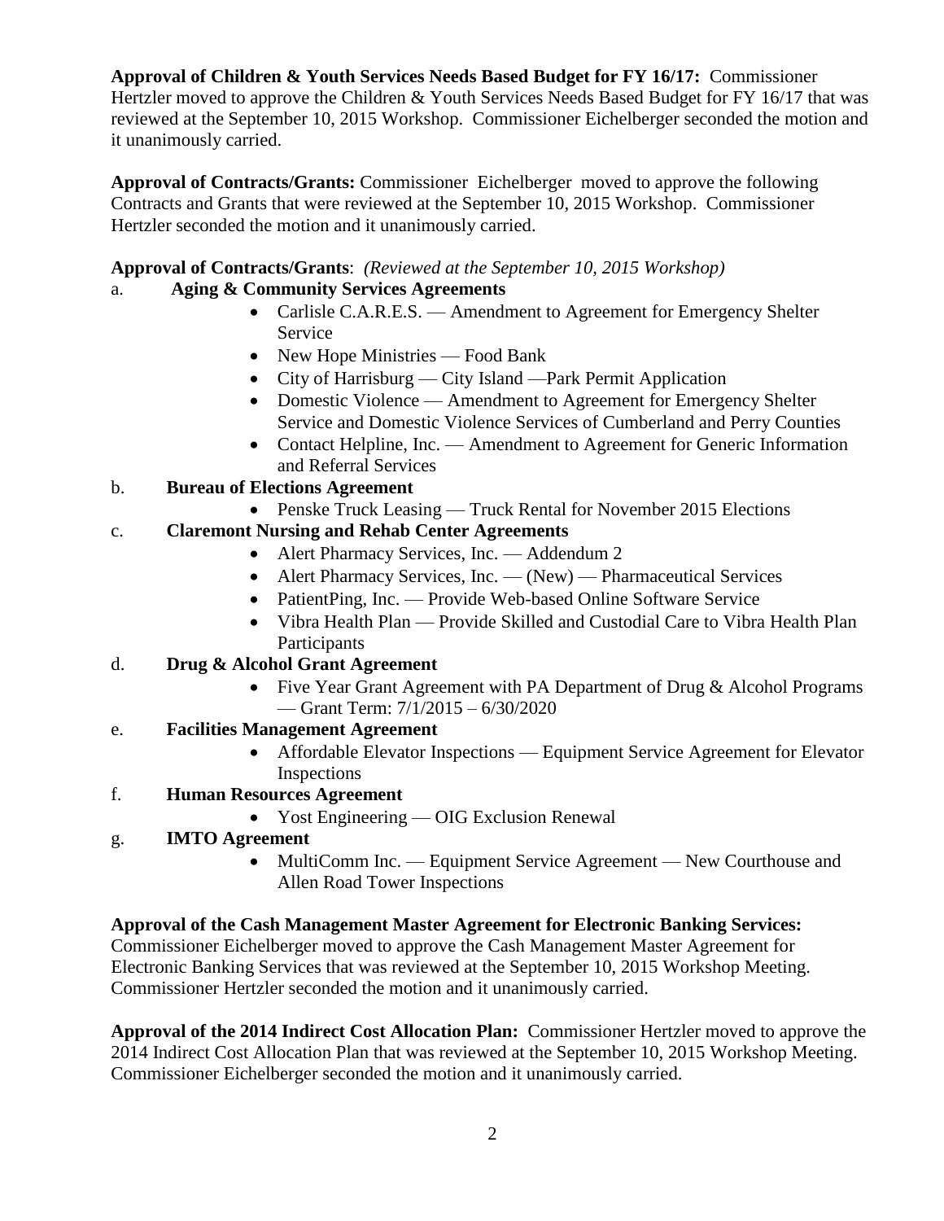**Approval of Children & Youth Services Needs Based Budget for FY 16/17:** Commissioner Hertzler moved to approve the Children & Youth Services Needs Based Budget for FY 16/17 that was reviewed at the September 10, 2015 Workshop. Commissioner Eichelberger seconded the motion and it unanimously carried.

**Approval of Contracts/Grants:** Commissioner Eichelberger moved to approve the following Contracts and Grants that were reviewed at the September 10, 2015 Workshop. Commissioner Hertzler seconded the motion and it unanimously carried.

**Approval of Contracts/Grants**: *(Reviewed at the September 10, 2015 Workshop)*

a. **Aging & Community Services Agreements**
- Carlisle C.A.R.E.S. — Amendment to Agreement for Emergency Shelter Service
- New Hope Ministries — Food Bank
- City of Harrisburg — City Island —Park Permit Application
- Domestic Violence — Amendment to Agreement for Emergency Shelter Service and Domestic Violence Services of Cumberland and Perry Counties
- Contact Helpline, Inc. — Amendment to Agreement for Generic Information and Referral Services

b. **Bureau of Elections Agreement**
- Penske Truck Leasing — Truck Rental for November 2015 Elections

c. **Claremont Nursing and Rehab Center Agreements**
- Alert Pharmacy Services, Inc. — Addendum 2
- Alert Pharmacy Services, Inc. — (New) — Pharmaceutical Services
- PatientPing, Inc. — Provide Web-based Online Software Service
- Vibra Health Plan — Provide Skilled and Custodial Care to Vibra Health Plan Participants

d. **Drug & Alcohol Grant Agreement**
- Five Year Grant Agreement with PA Department of Drug & Alcohol Programs — Grant Term: 7/1/2015 – 6/30/2020

e. **Facilities Management Agreement**
- Affordable Elevator Inspections — Equipment Service Agreement for Elevator Inspections

f. **Human Resources Agreement**
- Yost Engineering — OIG Exclusion Renewal

g. **IMTO Agreement**
- MultiComm Inc. — Equipment Service Agreement — New Courthouse and Allen Road Tower Inspections

**Approval of the Cash Management Master Agreement for Electronic Banking Services:** Commissioner Eichelberger moved to approve the Cash Management Master Agreement for Electronic Banking Services that was reviewed at the September 10, 2015 Workshop Meeting. Commissioner Hertzler seconded the motion and it unanimously carried.

**Approval of the 2014 Indirect Cost Allocation Plan:** Commissioner Hertzler moved to approve the 2014 Indirect Cost Allocation Plan that was reviewed at the September 10, 2015 Workshop Meeting. Commissioner Eichelberger seconded the motion and it unanimously carried.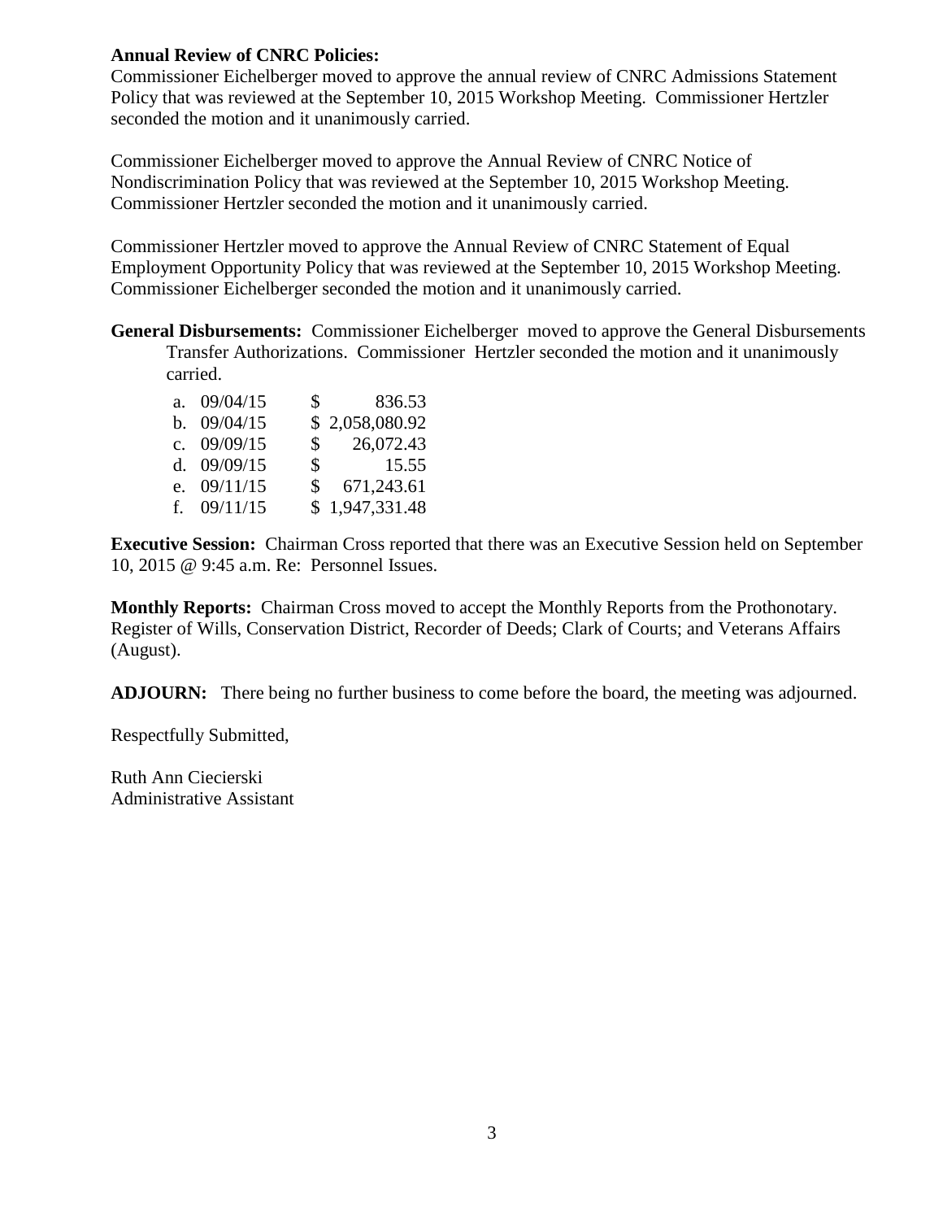**Annual Review of CNRC Policies:**
Commissioner Eichelberger moved to approve the annual review of CNRC Admissions Statement Policy that was reviewed at the September 10, 2015 Workshop Meeting. Commissioner Hertzler seconded the motion and it unanimously carried.

Commissioner Eichelberger moved to approve the Annual Review of CNRC Notice of Nondiscrimination Policy that was reviewed at the September 10, 2015 Workshop Meeting. Commissioner Hertzler seconded the motion and it unanimously carried.

Commissioner Hertzler moved to approve the Annual Review of CNRC Statement of Equal Employment Opportunity Policy that was reviewed at the September 10, 2015 Workshop Meeting. Commissioner Eichelberger seconded the motion and it unanimously carried.

**General Disbursements:** Commissioner Eichelberger moved to approve the General Disbursements Transfer Authorizations. Commissioner Hertzler seconded the motion and it unanimously carried.

| | | |
|---|---|---|
| a. | 09/04/15 | $ 836.53 |
| b. | 09/04/15 | $ 2,058,080.92 |
| c. | 09/09/15 | $ 26,072.43 |
| d. | 09/09/15 | $ 15.55 |
| e. | 09/11/15 | $ 671,243.61 |
| f. | 09/11/15 | $ 1,947,331.48 |

**Executive Session:** Chairman Cross reported that there was an Executive Session held on September 10, 2015 @ 9:45 a.m. Re: Personnel Issues.

**Monthly Reports:** Chairman Cross moved to accept the Monthly Reports from the Prothonotary. Register of Wills, Conservation District, Recorder of Deeds; Clark of Courts; and Veterans Affairs (August).

**ADJOURN:** There being no further business to come before the board, the meeting was adjourned.

Respectfully Submitted,

Ruth Ann Ciecierski
Administrative Assistant